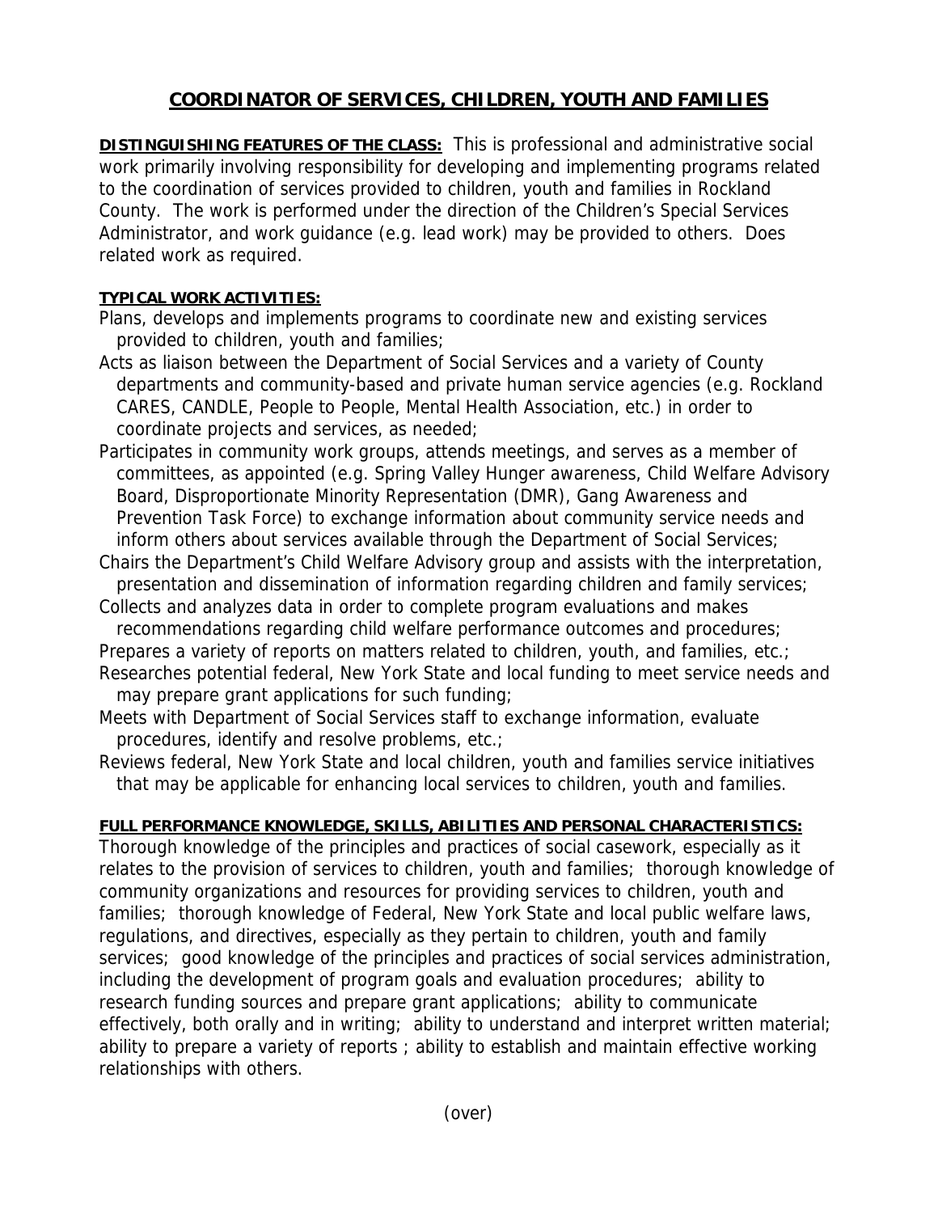# COORDINATOR OF SERVICES, CHILDREN, YOUTH AND FAMILIES

**DISTINGUISHING FEATURES OF THE CLASS:** This is professional and administrative social work primarily involving responsibility for developing and implementing programs related to the coordination of services provided to children, youth and families in Rockland County. The work is performed under the direction of the Children's Special Services Administrator, and work guidance (e.g. lead work) may be provided to others. Does related work as required.

**TYPICAL WORK ACTIVITIES:**

Plans, develops and implements programs to coordinate new and existing services provided to children, youth and families;

Acts as liaison between the Department of Social Services and a variety of County departments and community-based and private human service agencies (e.g. Rockland CARES, CANDLE, People to People, Mental Health Association, etc.) in order to coordinate projects and services, as needed;

Participates in community work groups, attends meetings, and serves as a member of committees, as appointed (e.g. Spring Valley Hunger awareness, Child Welfare Advisory Board, Disproportionate Minority Representation (DMR), Gang Awareness and Prevention Task Force) to exchange information about community service needs and inform others about services available through the Department of Social Services;

Chairs the Department's Child Welfare Advisory group and assists with the interpretation, presentation and dissemination of information regarding children and family services;

Collects and analyzes data in order to complete program evaluations and makes recommendations regarding child welfare performance outcomes and procedures;

Prepares a variety of reports on matters related to children, youth, and families, etc.;

Researches potential federal, New York State and local funding to meet service needs and may prepare grant applications for such funding;

Meets with Department of Social Services staff to exchange information, evaluate procedures, identify and resolve problems, etc.;

Reviews federal, New York State and local children, youth and families service initiatives that may be applicable for enhancing local services to children, youth and families.

**FULL PERFORMANCE KNOWLEDGE, SKILLS, ABILITIES AND PERSONAL CHARACTERISTICS:**

Thorough knowledge of the principles and practices of social casework, especially as it relates to the provision of services to children, youth and families; thorough knowledge of community organizations and resources for providing services to children, youth and families; thorough knowledge of Federal, New York State and local public welfare laws, regulations, and directives, especially as they pertain to children, youth and family services; good knowledge of the principles and practices of social services administration, including the development of program goals and evaluation procedures; ability to research funding sources and prepare grant applications; ability to communicate effectively, both orally and in writing; ability to understand and interpret written material; ability to prepare a variety of reports ; ability to establish and maintain effective working relationships with others.

(over)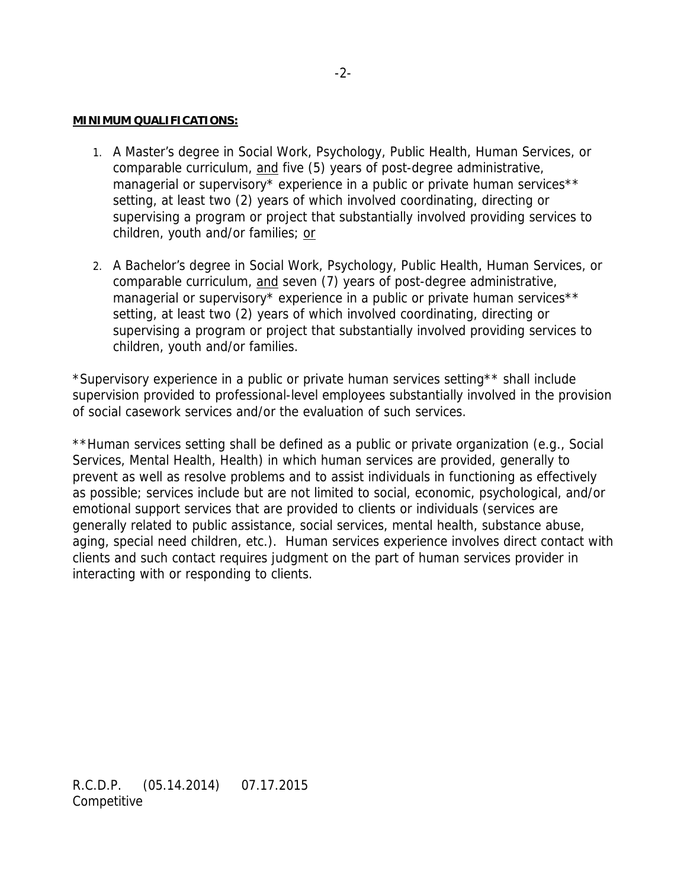**MINIMUM QUALIFICATIONS:**

1. A Master's degree in Social Work, Psychology, Public Health, Human Services, or comparable curriculum, <u>and</u> five (5) years of post-degree administrative, managerial or supervisory* experience in a public or private human services** setting, at least two (2) years of which involved coordinating, directing or supervising a program or project that substantially involved providing services to children, youth and/or families; <u>or</u>

2. A Bachelor's degree in Social Work, Psychology, Public Health, Human Services, or comparable curriculum, <u>and</u> seven (7) years of post-degree administrative, managerial or supervisory* experience in a public or private human services** setting, at least two (2) years of which involved coordinating, directing or supervising a program or project that substantially involved providing services to children, youth and/or families.

*Supervisory experience in a public or private human services setting** shall include supervision provided to professional-level employees substantially involved in the provision of social casework services and/or the evaluation of such services.

**Human services setting shall be defined as a public or private organization (e.g., Social Services, Mental Health, Health) in which human services are provided, generally to prevent as well as resolve problems and to assist individuals in functioning as effectively as possible; services include but are not limited to social, economic, psychological, and/or emotional support services that are provided to clients or individuals (services are generally related to public assistance, social services, mental health, substance abuse, aging, special need children, etc.). Human services experience involves direct contact with clients and such contact requires judgment on the part of human services provider in interacting with or responding to clients.

R.C.D.P. (05.14.2014) 07.17.2015
Competitive